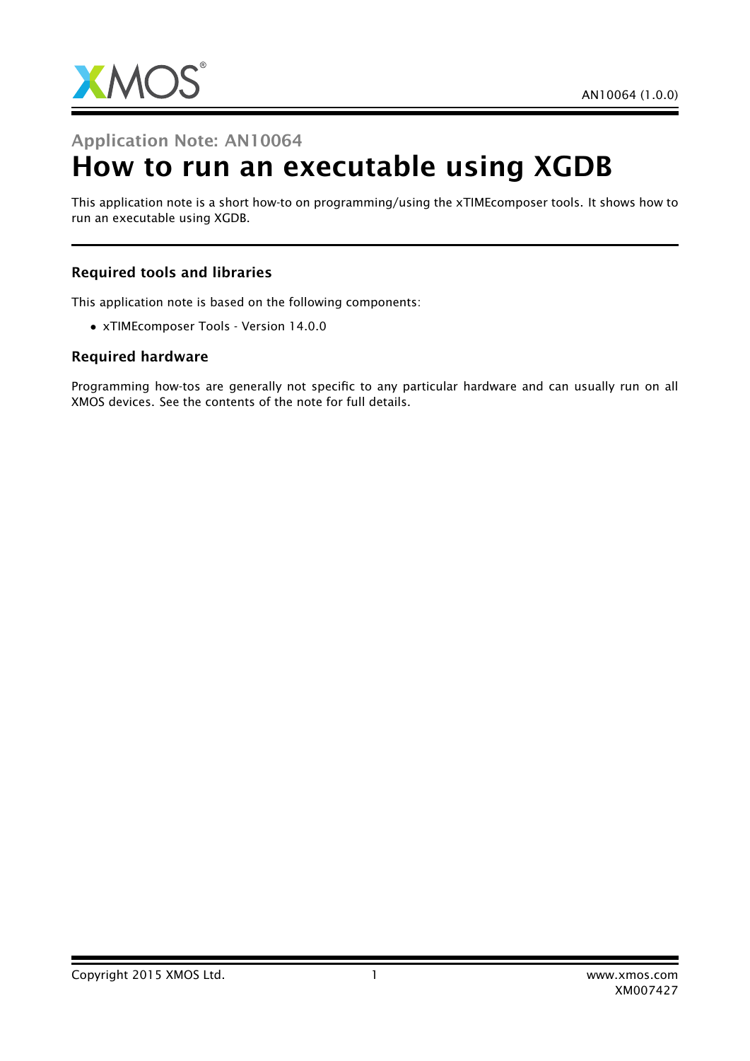Application Note: AN10064

# How to run an executable using XGDB

This application note is a short how-to on programming/using the xTIMEcomposer tools. It shows how to run an executable using XGDB.

### Required tools and libraries

This application note is based on the following components:

- xTIMEcomposer Tools - Version 14.0.0

### Required hardware

Programming how-tos are generally not specific to any particular hardware and can usually run on all XMOS devices. See the contents of the note for full details.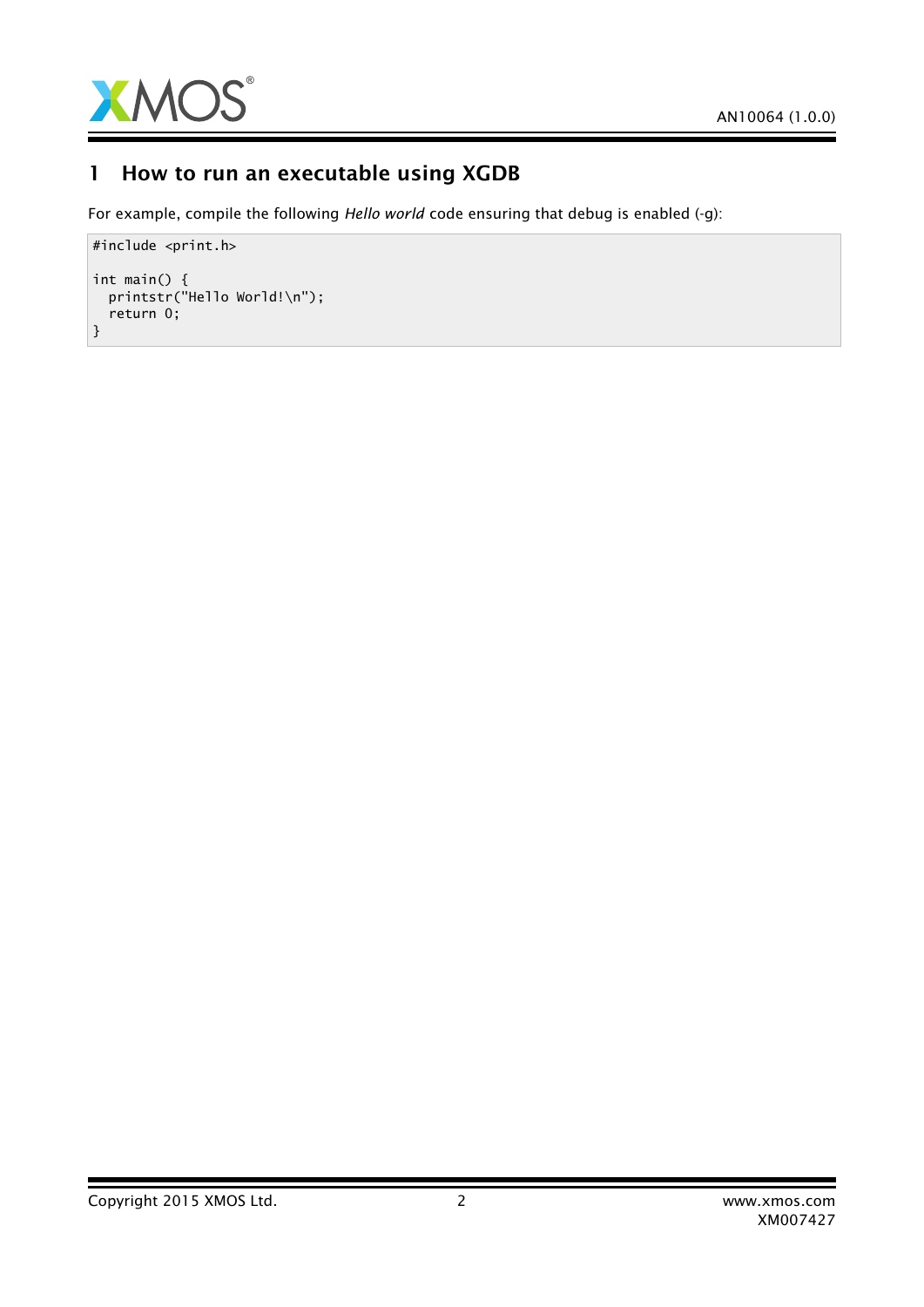# 1 How to run an executable using XGDB

For example, compile the following *Hello world* code ensuring that debug is enabled (-g):

```
#include <print.h>

int main() {
  printstr("Hello World!\n");
  return 0;
}
```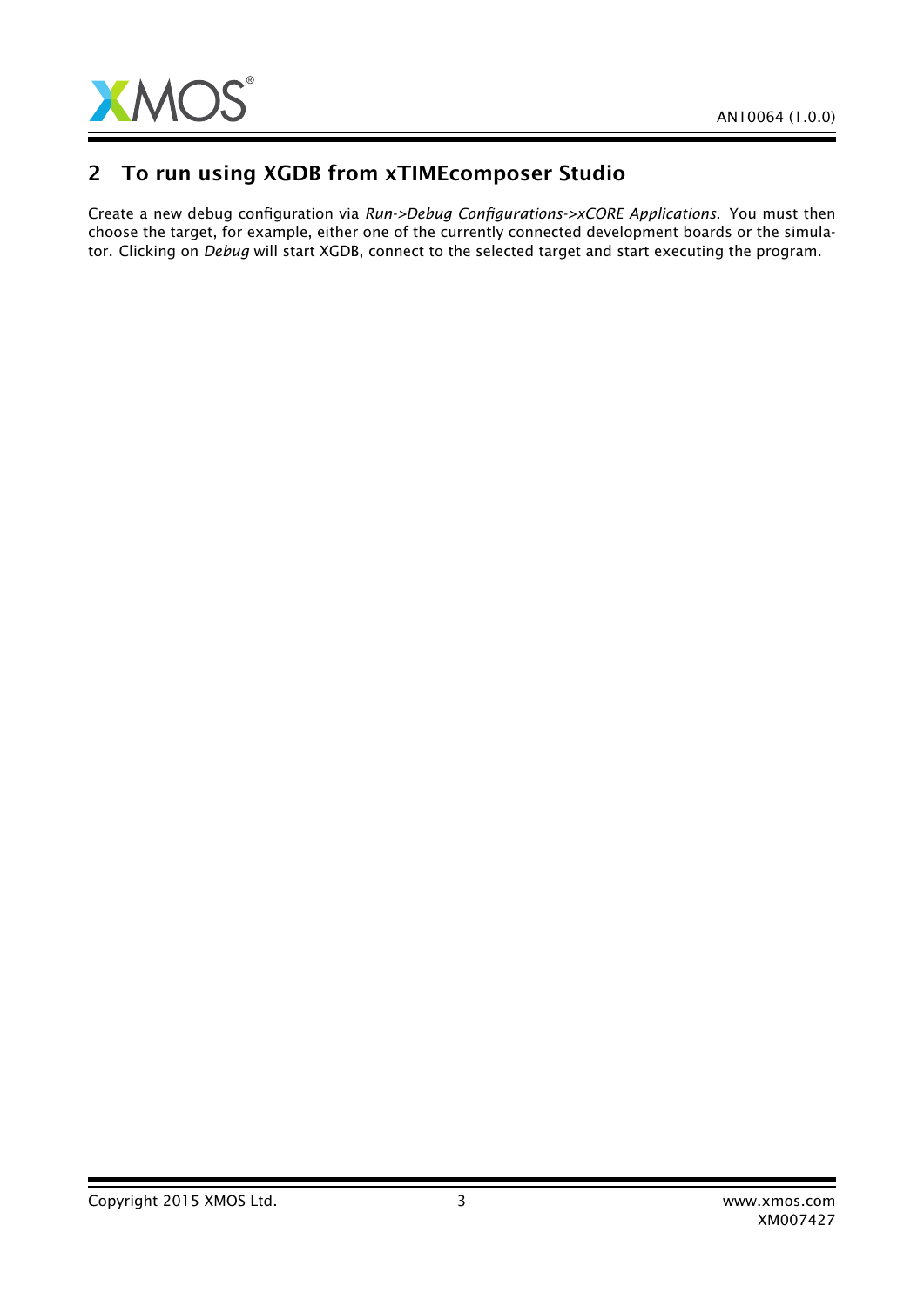## 2 To run using XGDB from xTIMEcomposer Studio

Create a new debug configuration via *Run->Debug Configurations->xCORE Applications*. You must then choose the target, for example, either one of the currently connected development boards or the simulator. Clicking on *Debug* will start XGDB, connect to the selected target and start executing the program.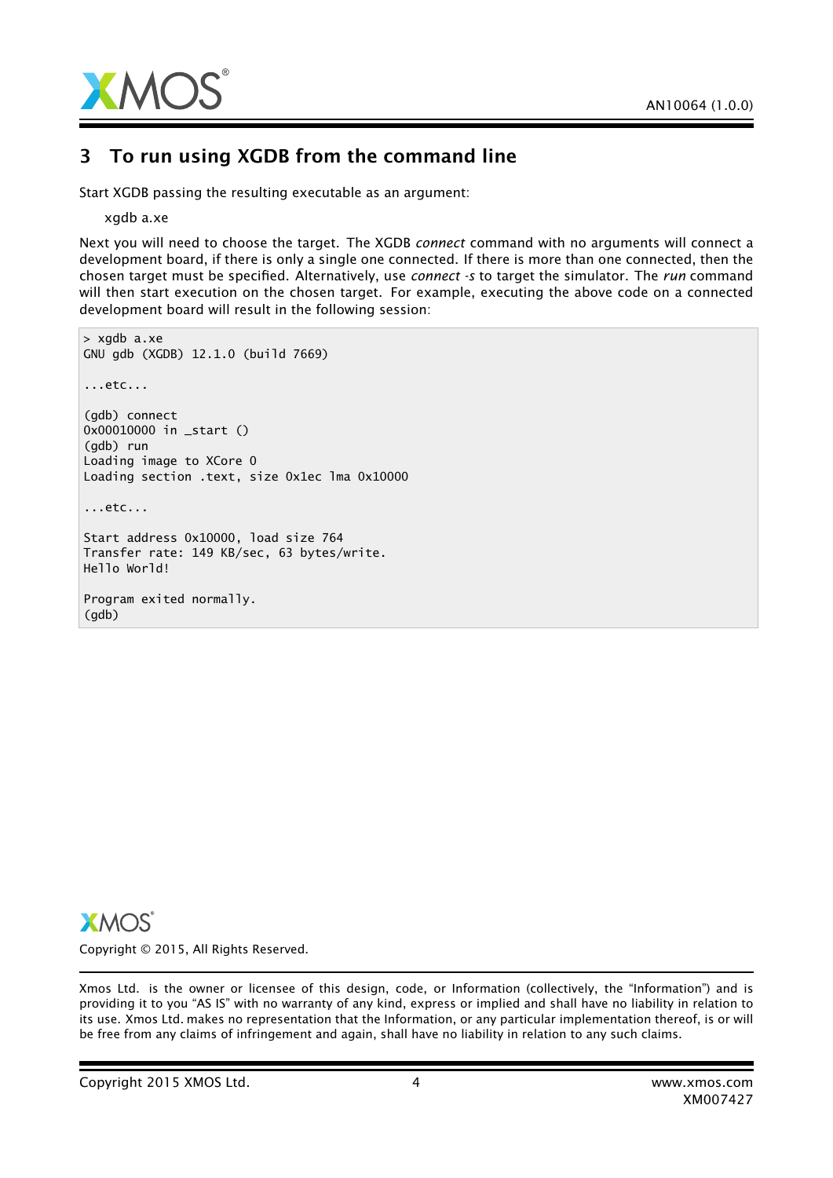## 3 To run using XGDB from the command line

Start XGDB passing the resulting executable as an argument:

xgdb a.xe

Next you will need to choose the target. The XGDB *connect* command with no arguments will connect a development board, if there is only a single one connected. If there is more than one connected, then the chosen target must be specified. Alternatively, use *connect -s* to target the simulator. The *run* command will then start execution on the chosen target. For example, executing the above code on a connected development board will result in the following session:

```
> xgdb a.xe
GNU gdb (XGDB) 12.1.0 (build 7669)

...etc...

(gdb) connect
0x00010000 in _start ()
(gdb) run
Loading image to XCore 0
Loading section .text, size 0x1ec lma 0x10000

...etc...

Start address 0x10000, load size 764
Transfer rate: 149 KB/sec, 63 bytes/write.
Hello World!

Program exited normally.
(gdb)
```

Copyright © 2015, All Rights Reserved.

Xmos Ltd. is the owner or licensee of this design, code, or Information (collectively, the “Information”) and is providing it to you “AS IS” with no warranty of any kind, express or implied and shall have no liability in relation to its use. Xmos Ltd. makes no representation that the Information, or any particular implementation thereof, is or will be free from any claims of infringement and again, shall have no liability in relation to any such claims.